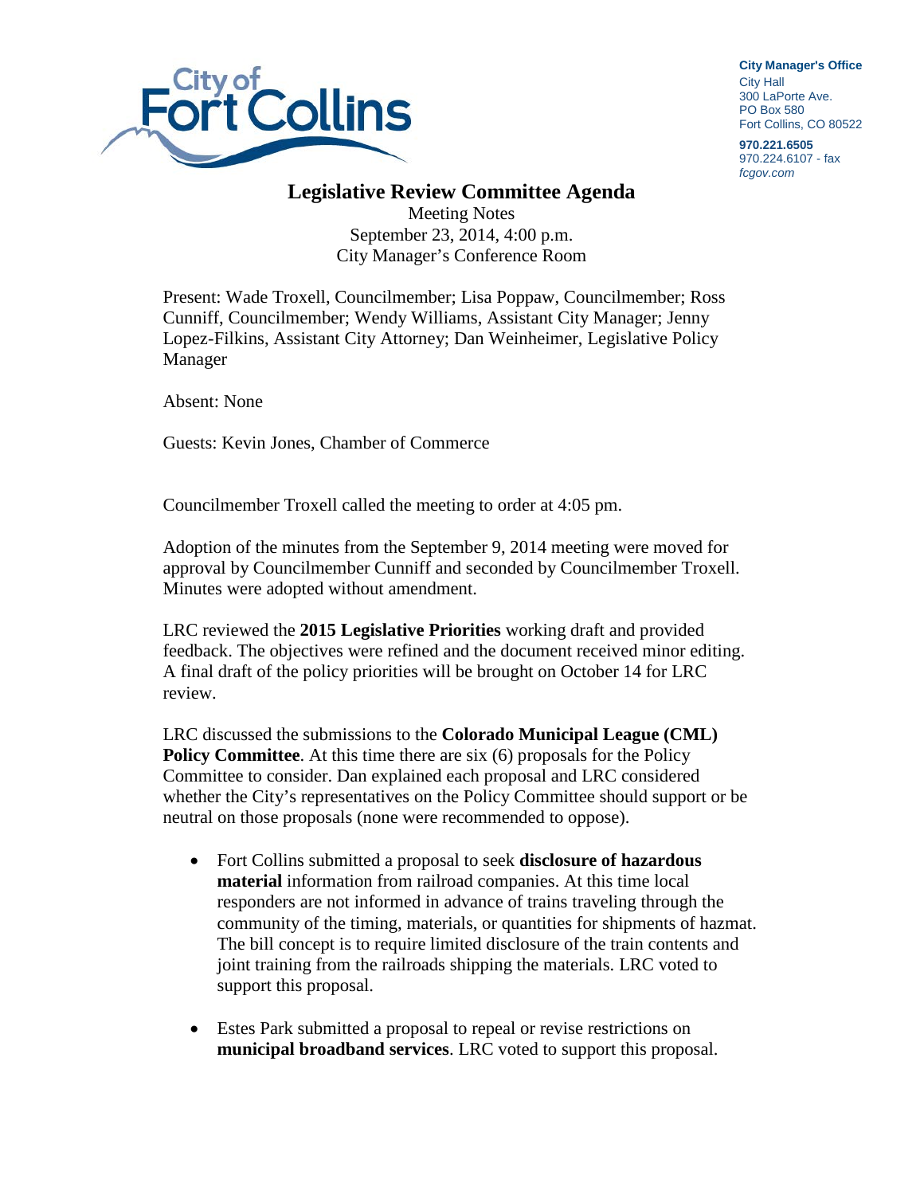City of Fort Collins

**City Manager's Office**
City Hall
300 LaPorte Ave.
PO Box 580
Fort Collins, CO 80522

**970.221.6505**
970.224.6107 - fax
*fcgov.com*

# Legislative Review Committee Agenda

Meeting Notes
September 23, 2014, 4:00 p.m.
City Manager's Conference Room

Present: Wade Troxell, Councilmember; Lisa Poppaw, Councilmember; Ross Cunniff, Councilmember; Wendy Williams, Assistant City Manager; Jenny Lopez-Filkins, Assistant City Attorney; Dan Weinheimer, Legislative Policy Manager

Absent: None

Guests: Kevin Jones, Chamber of Commerce

Councilmember Troxell called the meeting to order at 4:05 pm.

Adoption of the minutes from the September 9, 2014 meeting were moved for approval by Councilmember Cunniff and seconded by Councilmember Troxell. Minutes were adopted without amendment.

LRC reviewed the **2015 Legislative Priorities** working draft and provided feedback. The objectives were refined and the document received minor editing. A final draft of the policy priorities will be brought on October 14 for LRC review.

LRC discussed the submissions to the **Colorado Municipal League (CML) Policy Committee**. At this time there are six (6) proposals for the Policy Committee to consider. Dan explained each proposal and LRC considered whether the City's representatives on the Policy Committee should support or be neutral on those proposals (none were recommended to oppose).

- Fort Collins submitted a proposal to seek **disclosure of hazardous material** information from railroad companies. At this time local responders are not informed in advance of trains traveling through the community of the timing, materials, or quantities for shipments of hazmat. The bill concept is to require limited disclosure of the train contents and joint training from the railroads shipping the materials. LRC voted to support this proposal.

- Estes Park submitted a proposal to repeal or revise restrictions on **municipal broadband services**. LRC voted to support this proposal.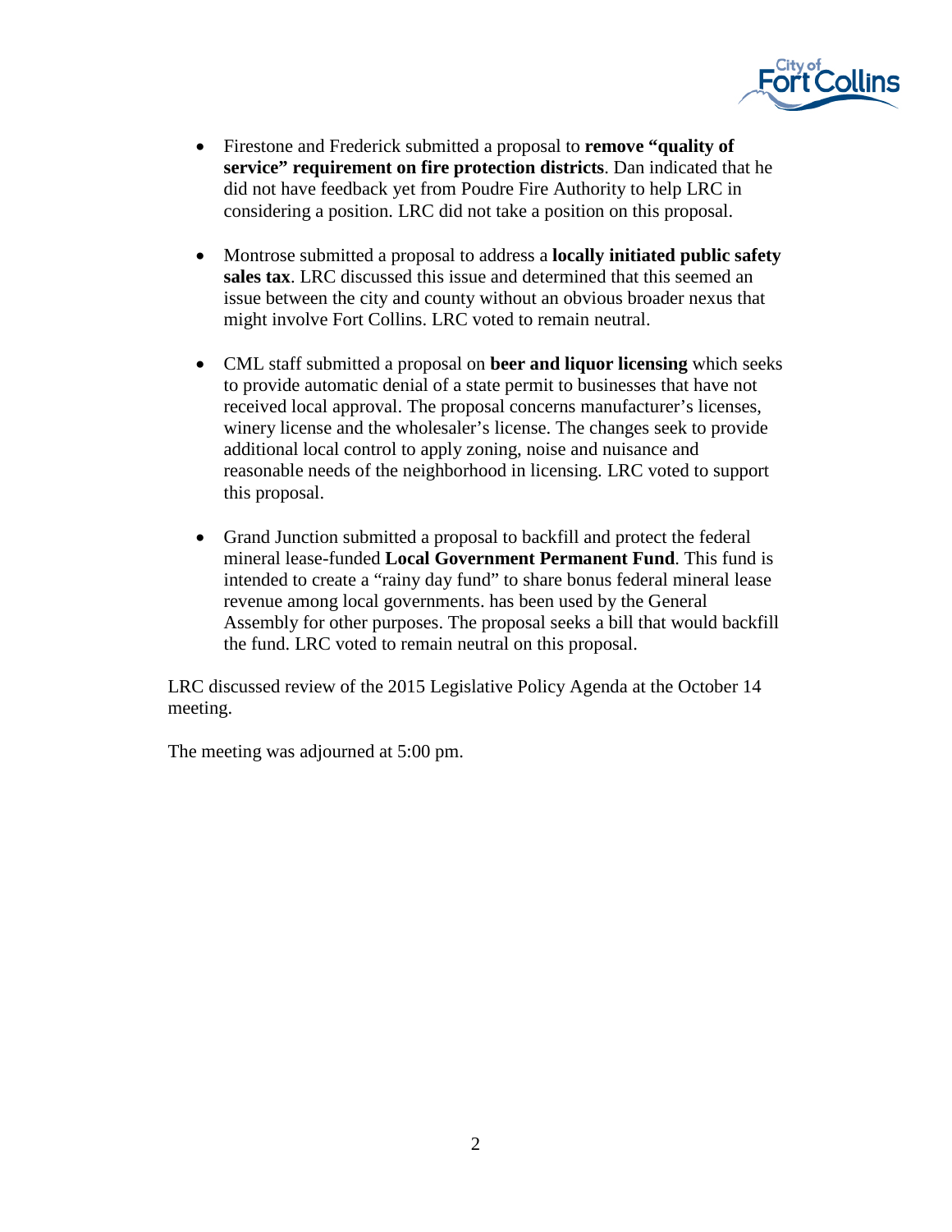- Firestone and Frederick submitted a proposal to **remove "quality of service" requirement on fire protection districts**. Dan indicated that he did not have feedback yet from Poudre Fire Authority to help LRC in considering a position. LRC did not take a position on this proposal.

- Montrose submitted a proposal to address a **locally initiated public safety sales tax**. LRC discussed this issue and determined that this seemed an issue between the city and county without an obvious broader nexus that might involve Fort Collins. LRC voted to remain neutral.

- CML staff submitted a proposal on **beer and liquor licensing** which seeks to provide automatic denial of a state permit to businesses that have not received local approval. The proposal concerns manufacturer's licenses, winery license and the wholesaler's license. The changes seek to provide additional local control to apply zoning, noise and nuisance and reasonable needs of the neighborhood in licensing. LRC voted to support this proposal.

- Grand Junction submitted a proposal to backfill and protect the federal mineral lease-funded **Local Government Permanent Fund**. This fund is intended to create a "rainy day fund" to share bonus federal mineral lease revenue among local governments. has been used by the General Assembly for other purposes. The proposal seeks a bill that would backfill the fund. LRC voted to remain neutral on this proposal.

LRC discussed review of the 2015 Legislative Policy Agenda at the October 14 meeting.

The meeting was adjourned at 5:00 pm.